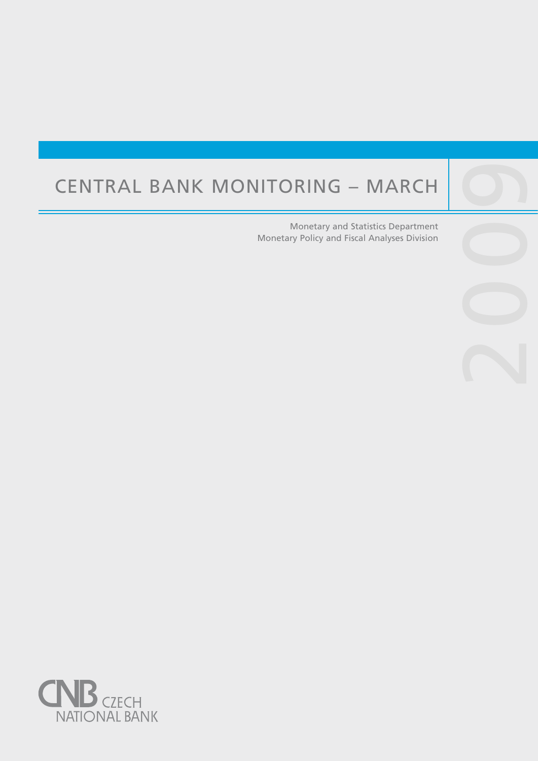# CENTRAL BANK MONITORING – MARCH 2009

Monetary and Statistics Department
Monetary Policy and Fiscal Analyses Division

CZECH NATIONAL BANK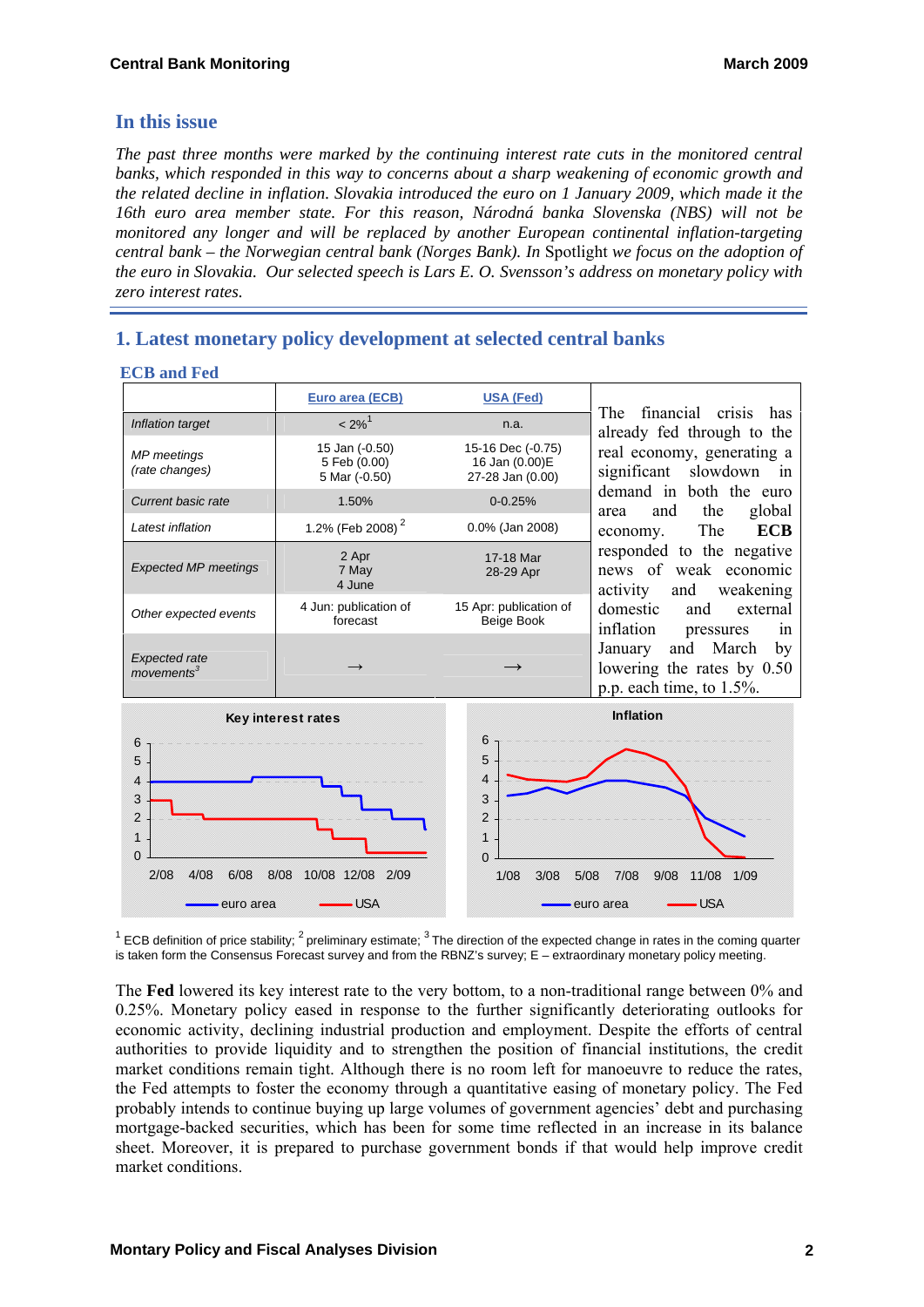## In this issue

*The past three months were marked by the continuing interest rate cuts in the monitored central banks, which responded in this way to concerns about a sharp weakening of economic growth and the related decline in inflation. Slovakia introduced the euro on 1 January 2009, which made it the 16th euro area member state. For this reason, Národná banka Slovenska (NBS) will not be monitored any longer and will be replaced by another European continental inflation-targeting central bank – the Norwegian central bank (Norges Bank). In* Spotlight *we focus on the adoption of the euro in Slovakia. Our selected speech is Lars E. O. Svensson's address on monetary policy with zero interest rates.*

# 1. Latest monetary policy development at selected central banks

### ECB and Fed

| | Euro area (ECB) | USA (Fed) |
|---|---|---|
| *Inflation target* | < 2%[1] | n.a. |
| *MP meetings (rate changes)* | 15 Jan (-0.50)<br>5 Feb (0.00)<br>5 Mar (-0.50) | 15-16 Dec (-0.75)<br>16 Jan (0.00)E<br>27-28 Jan (0.00) |
| *Current basic rate* | 1.50% | 0-0.25% |
| *Latest inflation* | 1.2% (Feb 2008)[2] | 0.0% (Jan 2008) |
| *Expected MP meetings* | 2 Apr<br>7 May<br>4 June | 17-18 Mar<br>28-29 Apr |
| *Other expected events* | 4 Jun: publication of forecast | 15 Apr: publication of Beige Book |
| *Expected rate movements*[3] | → | → |

The financial crisis has already fed through to the real economy, generating a significant slowdown in demand in both the euro area and the global economy. The **ECB** responded to the negative news of weak economic activity and weakening domestic and external inflation pressures in January and March by lowering the rates by 0.50 p.p. each time, to 1.5%.

**Key interest rates**

**Inflation**

[1] ECB definition of price stability; [2] preliminary estimate; [3] The direction of the expected change in rates in the coming quarter is taken form the Consensus Forecast survey and from the RBNZ's survey; E – extraordinary monetary policy meeting.

The **Fed** lowered its key interest rate to the very bottom, to a non-traditional range between 0% and 0.25%. Monetary policy eased in response to the further significantly deteriorating outlooks for economic activity, declining industrial production and employment. Despite the efforts of central authorities to provide liquidity and to strengthen the position of financial institutions, the credit market conditions remain tight. Although there is no room left for manoeuvre to reduce the rates, the Fed attempts to foster the economy through a quantitative easing of monetary policy. The Fed probably intends to continue buying up large volumes of government agencies' debt and purchasing mortgage-backed securities, which has been for some time reflected in an increase in its balance sheet. Moreover, it is prepared to purchase government bonds if that would help improve credit market conditions.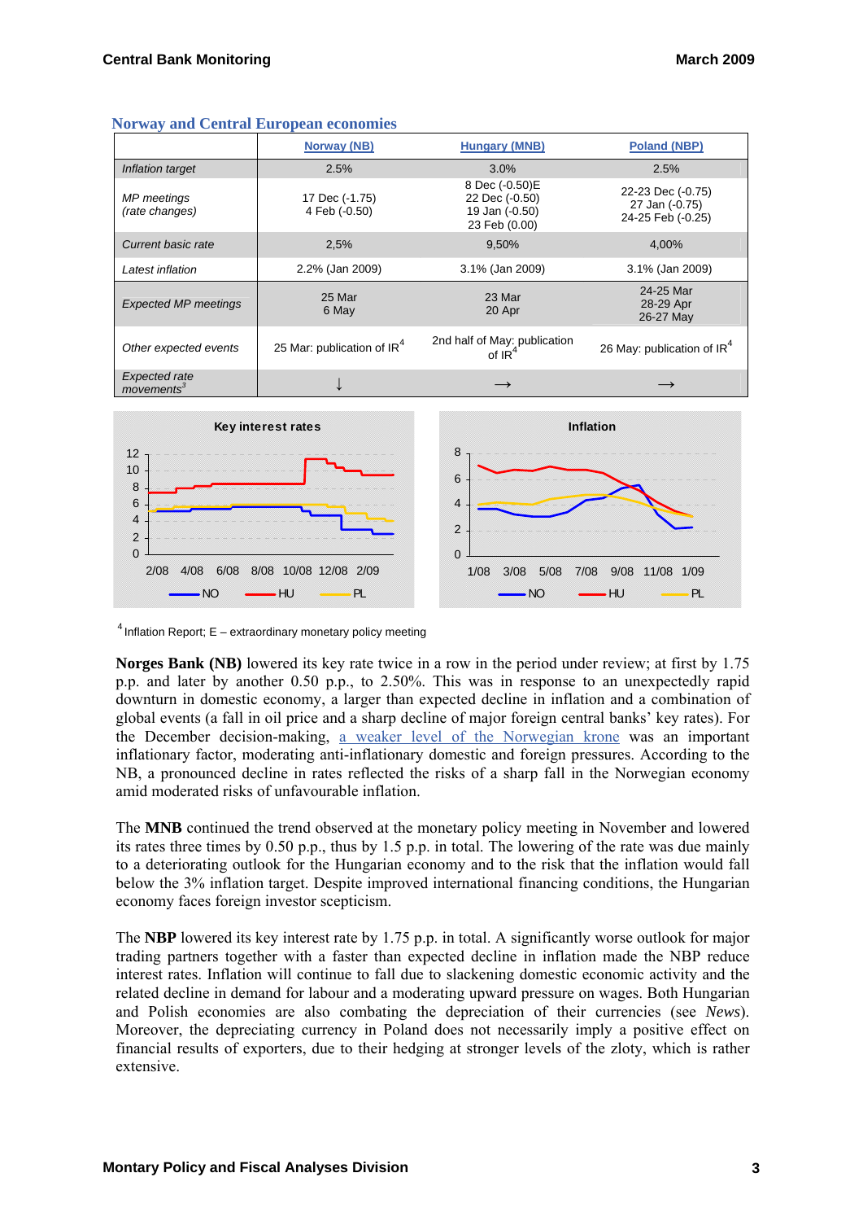## Norway and Central European economies

| | Norway (NB) | Hungary (MNB) | Poland (NBP) |
|---|---|---|---|
| *Inflation target* | 2.5% | 3.0% | 2.5% |
| *MP meetings (rate changes)* | 17 Dec (-1.75) 4 Feb (-0.50) | 8 Dec (-0.50)E 22 Dec (-0.50) 19 Jan (-0.50) 23 Feb (0.00) | 22-23 Dec (-0.75) 27 Jan (-0.75) 24-25 Feb (-0.25) |
| *Current basic rate* | 2,5% | 9,50% | 4,00% |
| *Latest inflation* | 2.2% (Jan 2009) | 3.1% (Jan 2009) | 3.1% (Jan 2009) |
| *Expected MP meetings* | 25 Mar 6 May | 23 Mar 20 Apr | 24-25 Mar 28-29 Apr 26-27 May |
| *Other expected events* | 25 Mar: publication of IR[4] | 2nd half of May: publication of IR[4] | 26 May: publication of IR[4] |
| *Expected rate movements*[3] | ↓ | → | → |

[4] Inflation Report; E – extraordinary monetary policy meeting

**Norges Bank (NB)** lowered its key rate twice in a row in the period under review; at first by 1.75 p.p. and later by another 0.50 p.p., to 2.50%. This was in response to an unexpectedly rapid downturn in domestic economy, a larger than expected decline in inflation and a combination of global events (a fall in oil price and a sharp decline of major foreign central banks' key rates). For the December decision-making, a weaker level of the Norwegian krone was an important inflationary factor, moderating anti-inflationary domestic and foreign pressures. According to the NB, a pronounced decline in rates reflected the risks of a sharp fall in the Norwegian economy amid moderated risks of unfavourable inflation.

The **MNB** continued the trend observed at the monetary policy meeting in November and lowered its rates three times by 0.50 p.p., thus by 1.5 p.p. in total. The lowering of the rate was due mainly to a deteriorating outlook for the Hungarian economy and to the risk that the inflation would fall below the 3% inflation target. Despite improved international financing conditions, the Hungarian economy faces foreign investor scepticism.

The **NBP** lowered its key interest rate by 1.75 p.p. in total. A significantly worse outlook for major trading partners together with a faster than expected decline in inflation made the NBP reduce interest rates. Inflation will continue to fall due to slackening domestic economic activity and the related decline in demand for labour and a moderating upward pressure on wages. Both Hungarian and Polish economies are also combating the depreciation of their currencies (see *News*). Moreover, the depreciating currency in Poland does not necessarily imply a positive effect on financial results of exporters, due to their hedging at stronger levels of the zloty, which is rather extensive.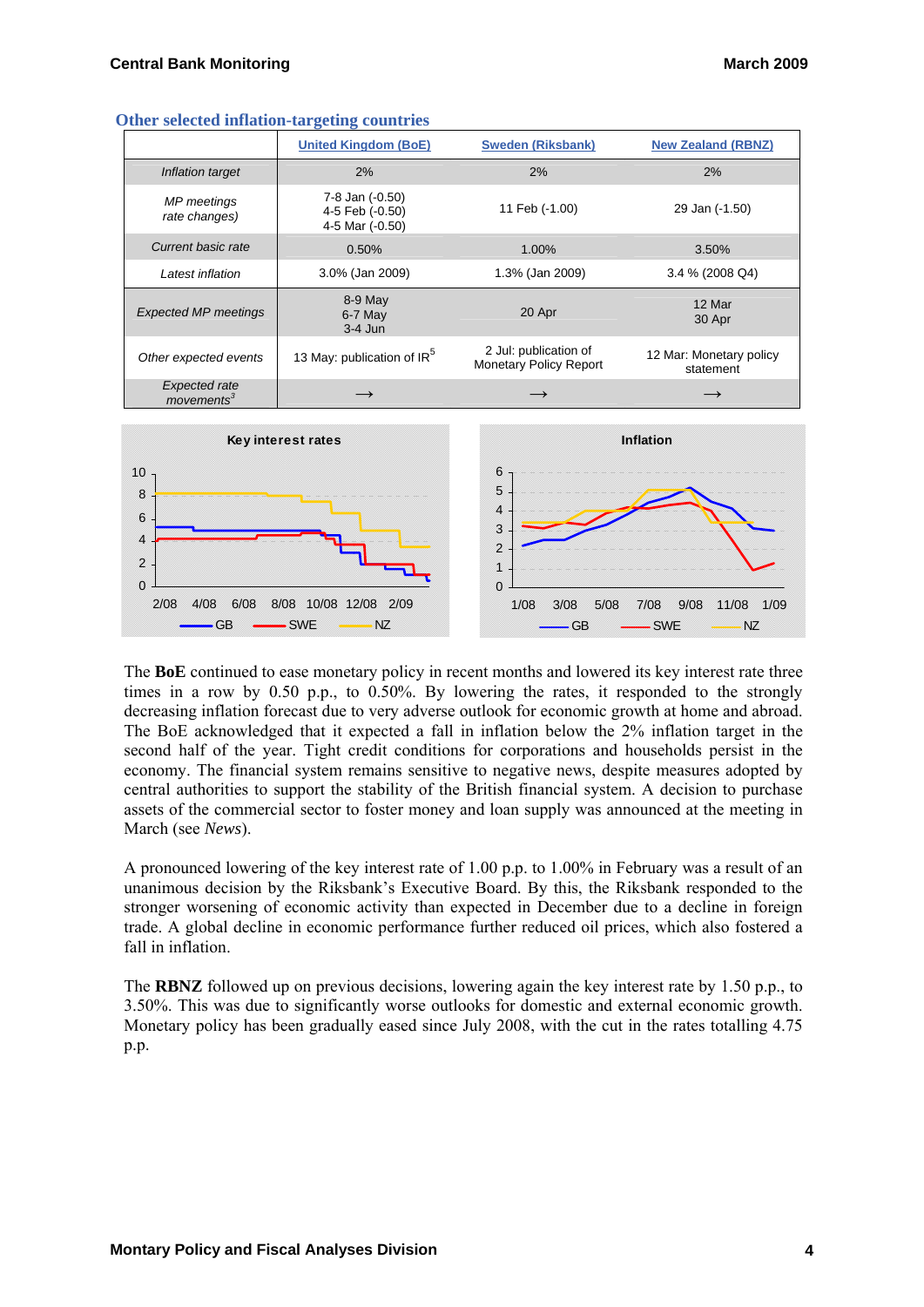### Other selected inflation-targeting countries

| | United Kingdom (BoE) | Sweden (Riksbank) | New Zealand (RBNZ) |
|---|---|---|---|
| *Inflation target* | 2% | 2% | 2% |
| *MP meetings rate changes)* | 7-8 Jan (-0.50)<br>4-5 Feb (-0.50)<br>4-5 Mar (-0.50) | 11 Feb (-1.00) | 29 Jan (-1.50) |
| *Current basic rate* | 0.50% | 1.00% | 3.50% |
| *Latest inflation* | 3.0% (Jan 2009) | 1.3% (Jan 2009) | 3.4 % (2008 Q4) |
| *Expected MP meetings* | 8-9 May<br>6-7 May<br>3-4 Jun | 20 Apr | 12 Mar<br>30 Apr |
| *Other expected events* | 13 May: publication of IR[5] | 2 Jul: publication of Monetary Policy Report | 12 Mar: Monetary policy statement |
| *Expected rate movements*[3] | → | → | → |

**Key interest rates**

**Inflation**

The **BoE** continued to ease monetary policy in recent months and lowered its key interest rate three times in a row by 0.50 p.p., to 0.50%. By lowering the rates, it responded to the strongly decreasing inflation forecast due to very adverse outlook for economic growth at home and abroad. The BoE acknowledged that it expected a fall in inflation below the 2% inflation target in the second half of the year. Tight credit conditions for corporations and households persist in the economy. The financial system remains sensitive to negative news, despite measures adopted by central authorities to support the stability of the British financial system. A decision to purchase assets of the commercial sector to foster money and loan supply was announced at the meeting in March (see *News*).

A pronounced lowering of the key interest rate of 1.00 p.p. to 1.00% in February was a result of an unanimous decision by the Riksbank's Executive Board. By this, the Riksbank responded to the stronger worsening of economic activity than expected in December due to a decline in foreign trade. A global decline in economic performance further reduced oil prices, which also fostered a fall in inflation.

The **RBNZ** followed up on previous decisions, lowering again the key interest rate by 1.50 p.p., to 3.50%. This was due to significantly worse outlooks for domestic and external economic growth. Monetary policy has been gradually eased since July 2008, with the cut in the rates totalling 4.75 p.p.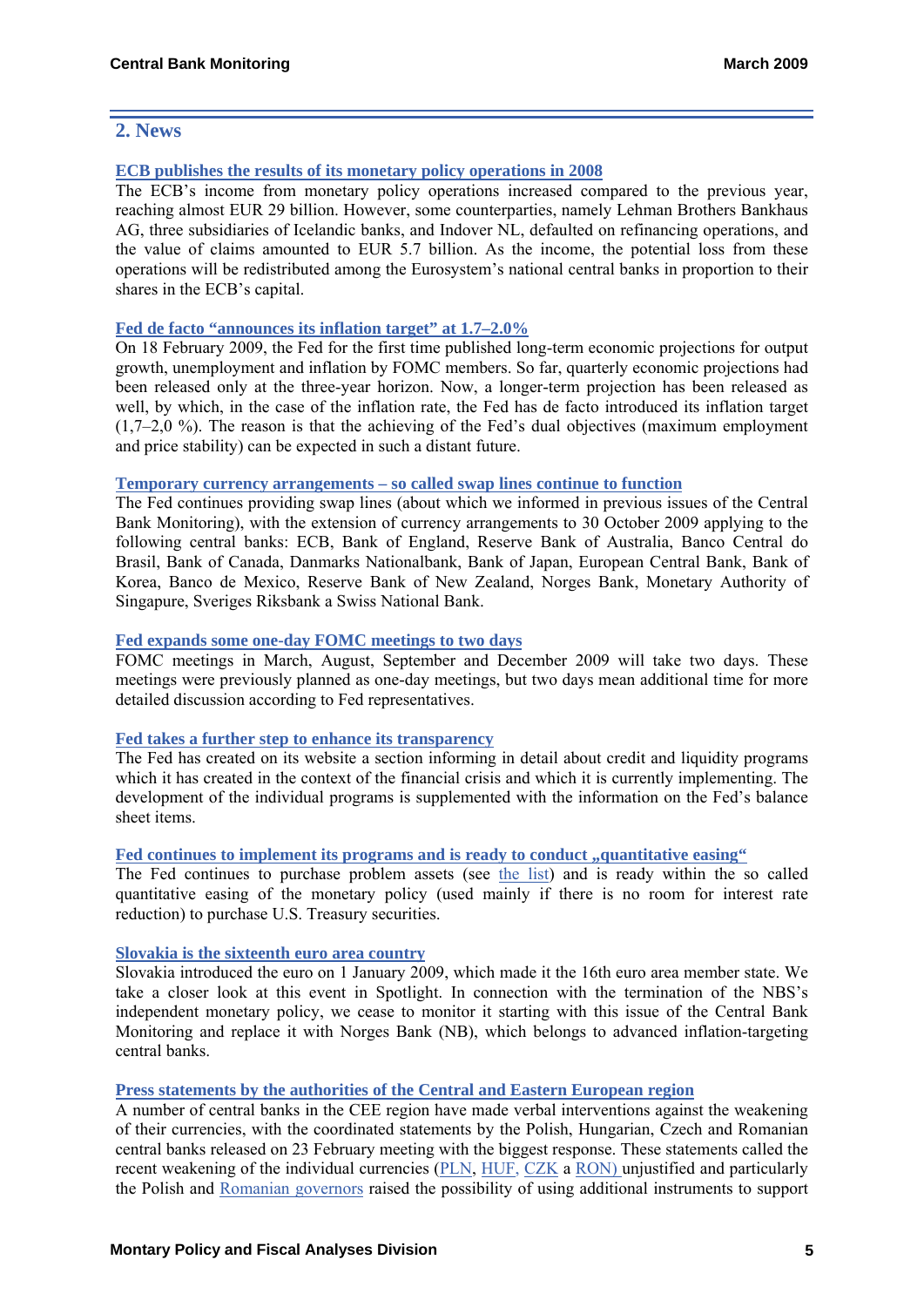## 2. News

### ECB publishes the results of its monetary policy operations in 2008

The ECB's income from monetary policy operations increased compared to the previous year, reaching almost EUR 29 billion. However, some counterparties, namely Lehman Brothers Bankhaus AG, three subsidiaries of Icelandic banks, and Indover NL, defaulted on refinancing operations, and the value of claims amounted to EUR 5.7 billion. As the income, the potential loss from these operations will be redistributed among the Eurosystem's national central banks in proportion to their shares in the ECB's capital.

### Fed de facto "announces its inflation target" at 1.7–2.0%

On 18 February 2009, the Fed for the first time published long-term economic projections for output growth, unemployment and inflation by FOMC members. So far, quarterly economic projections had been released only at the three-year horizon. Now, a longer-term projection has been released as well, by which, in the case of the inflation rate, the Fed has de facto introduced its inflation target (1,7–2,0 %). The reason is that the achieving of the Fed's dual objectives (maximum employment and price stability) can be expected in such a distant future.

### Temporary currency arrangements – so called swap lines continue to function

The Fed continues providing swap lines (about which we informed in previous issues of the Central Bank Monitoring), with the extension of currency arrangements to 30 October 2009 applying to the following central banks: ECB, Bank of England, Reserve Bank of Australia, Banco Central do Brasil, Bank of Canada, Danmarks Nationalbank, Bank of Japan, European Central Bank, Bank of Korea, Banco de Mexico, Reserve Bank of New Zealand, Norges Bank, Monetary Authority of Singapure, Sveriges Riksbank a Swiss National Bank.

### Fed expands some one-day FOMC meetings to two days

FOMC meetings in March, August, September and December 2009 will take two days. These meetings were previously planned as one-day meetings, but two days mean additional time for more detailed discussion according to Fed representatives.

### Fed takes a further step to enhance its transparency

The Fed has created on its website a section informing in detail about credit and liquidity programs which it has created in the context of the financial crisis and which it is currently implementing. The development of the individual programs is supplemented with the information on the Fed's balance sheet items.

### Fed continues to implement its programs and is ready to conduct „quantitative easing"

The Fed continues to purchase problem assets (see the list) and is ready within the so called quantitative easing of the monetary policy (used mainly if there is no room for interest rate reduction) to purchase U.S. Treasury securities.

### Slovakia is the sixteenth euro area country

Slovakia introduced the euro on 1 January 2009, which made it the 16th euro area member state. We take a closer look at this event in Spotlight. In connection with the termination of the NBS's independent monetary policy, we cease to monitor it starting with this issue of the Central Bank Monitoring and replace it with Norges Bank (NB), which belongs to advanced inflation-targeting central banks.

### Press statements by the authorities of the Central and Eastern European region

A number of central banks in the CEE region have made verbal interventions against the weakening of their currencies, with the coordinated statements by the Polish, Hungarian, Czech and Romanian central banks released on 23 February meeting with the biggest response. These statements called the recent weakening of the individual currencies (PLN, HUF, CZK a RON) unjustified and particularly the Polish and Romanian governors raised the possibility of using additional instruments to support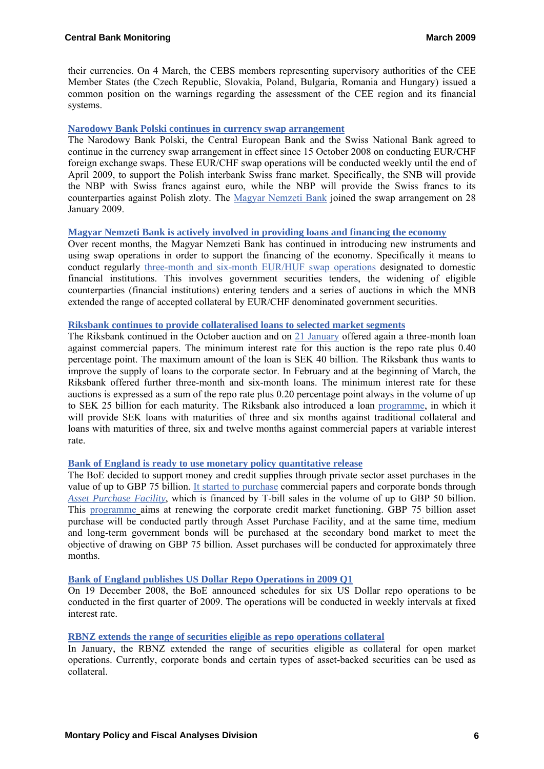their currencies. On 4 March, the CEBS members representing supervisory authorities of the CEE Member States (the Czech Republic, Slovakia, Poland, Bulgaria, Romania and Hungary) issued a common position on the warnings regarding the assessment of the CEE region and its financial systems.

**Narodowy Bank Polski continues in currency swap arrangement**

The Narodowy Bank Polski, the Central European Bank and the Swiss National Bank agreed to continue in the currency swap arrangement in effect since 15 October 2008 on conducting EUR/CHF foreign exchange swaps. These EUR/CHF swap operations will be conducted weekly until the end of April 2009, to support the Polish interbank Swiss franc market. Specifically, the SNB will provide the NBP with Swiss francs against euro, while the NBP will provide the Swiss francs to its counterparties against Polish zloty. The Magyar Nemzeti Bank joined the swap arrangement on 28 January 2009.

**Magyar Nemzeti Bank is actively involved in providing loans and financing the economy**

Over recent months, the Magyar Nemzeti Bank has continued in introducing new instruments and using swap operations in order to support the financing of the economy. Specifically it means to conduct regularly three-month and six-month EUR/HUF swap operations designated to domestic financial institutions. This involves government securities tenders, the widening of eligible counterparties (financial institutions) entering tenders and a series of auctions in which the MNB extended the range of accepted collateral by EUR/CHF denominated government securities.

**Riksbank continues to provide collateralised loans to selected market segments**

The Riksbank continued in the October auction and on 21 January offered again a three-month loan against commercial papers. The minimum interest rate for this auction is the repo rate plus 0.40 percentage point. The maximum amount of the loan is SEK 40 billion. The Riksbank thus wants to improve the supply of loans to the corporate sector. In February and at the beginning of March, the Riksbank offered further three-month and six-month loans. The minimum interest rate for these auctions is expressed as a sum of the repo rate plus 0.20 percentage point always in the volume of up to SEK 25 billion for each maturity. The Riksbank also introduced a loan programme, in which it will provide SEK loans with maturities of three and six months against traditional collateral and loans with maturities of three, six and twelve months against commercial papers at variable interest rate.

**Bank of England is ready to use monetary policy quantitative release**

The BoE decided to support money and credit supplies through private sector asset purchases in the value of up to GBP 75 billion. It started to purchase commercial papers and corporate bonds through *Asset Purchase Facility*, which is financed by T-bill sales in the volume of up to GBP 50 billion. This programme aims at renewing the corporate credit market functioning. GBP 75 billion asset purchase will be conducted partly through Asset Purchase Facility, and at the same time, medium and long-term government bonds will be purchased at the secondary bond market to meet the objective of drawing on GBP 75 billion. Asset purchases will be conducted for approximately three months.

**Bank of England publishes US Dollar Repo Operations in 2009 Q1**

On 19 December 2008, the BoE announced schedules for six US Dollar repo operations to be conducted in the first quarter of 2009. The operations will be conducted in weekly intervals at fixed interest rate.

**RBNZ extends the range of securities eligible as repo operations collateral**

In January, the RBNZ extended the range of securities eligible as collateral for open market operations. Currently, corporate bonds and certain types of asset-backed securities can be used as collateral.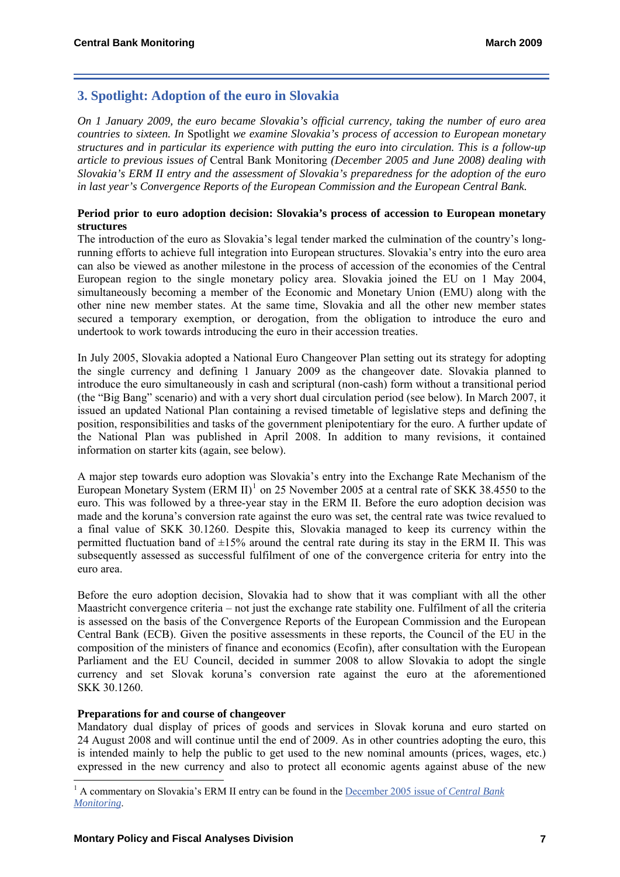## 3. Spotlight: Adoption of the euro in Slovakia

*On 1 January 2009, the euro became Slovakia's official currency, taking the number of euro area countries to sixteen. In* Spotlight *we examine Slovakia's process of accession to European monetary structures and in particular its experience with putting the euro into circulation. This is a follow-up article to previous issues of* Central Bank Monitoring *(December 2005 and June 2008) dealing with Slovakia's ERM II entry and the assessment of Slovakia's preparedness for the adoption of the euro in last year's Convergence Reports of the European Commission and the European Central Bank.*

**Period prior to euro adoption decision: Slovakia's process of accession to European monetary structures**

The introduction of the euro as Slovakia's legal tender marked the culmination of the country's long-running efforts to achieve full integration into European structures. Slovakia's entry into the euro area can also be viewed as another milestone in the process of accession of the economies of the Central European region to the single monetary policy area. Slovakia joined the EU on 1 May 2004, simultaneously becoming a member of the Economic and Monetary Union (EMU) along with the other nine new member states. At the same time, Slovakia and all the other new member states secured a temporary exemption, or derogation, from the obligation to introduce the euro and undertook to work towards introducing the euro in their accession treaties.

In July 2005, Slovakia adopted a National Euro Changeover Plan setting out its strategy for adopting the single currency and defining 1 January 2009 as the changeover date. Slovakia planned to introduce the euro simultaneously in cash and scriptural (non-cash) form without a transitional period (the "Big Bang" scenario) and with a very short dual circulation period (see below). In March 2007, it issued an updated National Plan containing a revised timetable of legislative steps and defining the position, responsibilities and tasks of the government plenipotentiary for the euro. A further update of the National Plan was published in April 2008. In addition to many revisions, it contained information on starter kits (again, see below).

A major step towards euro adoption was Slovakia's entry into the Exchange Rate Mechanism of the European Monetary System (ERM II)[1] on 25 November 2005 at a central rate of SKK 38.4550 to the euro. This was followed by a three-year stay in the ERM II. Before the euro adoption decision was made and the koruna's conversion rate against the euro was set, the central rate was twice revalued to a final value of SKK 30.1260. Despite this, Slovakia managed to keep its currency within the permitted fluctuation band of ±15% around the central rate during its stay in the ERM II. This was subsequently assessed as successful fulfilment of one of the convergence criteria for entry into the euro area.

Before the euro adoption decision, Slovakia had to show that it was compliant with all the other Maastricht convergence criteria – not just the exchange rate stability one. Fulfilment of all the criteria is assessed on the basis of the Convergence Reports of the European Commission and the European Central Bank (ECB). Given the positive assessments in these reports, the Council of the EU in the composition of the ministers of finance and economics (Ecofin), after consultation with the European Parliament and the EU Council, decided in summer 2008 to allow Slovakia to adopt the single currency and set Slovak koruna's conversion rate against the euro at the aforementioned SKK 30.1260.

**Preparations for and course of changeover**

Mandatory dual display of prices of goods and services in Slovak koruna and euro started on 24 August 2008 and will continue until the end of 2009. As in other countries adopting the euro, this is intended mainly to help the public to get used to the new nominal amounts (prices, wages, etc.) expressed in the new currency and also to protect all economic agents against abuse of the new

---

[1] A commentary on Slovakia's ERM II entry can be found in the December 2005 issue of *Central Bank Monitoring*.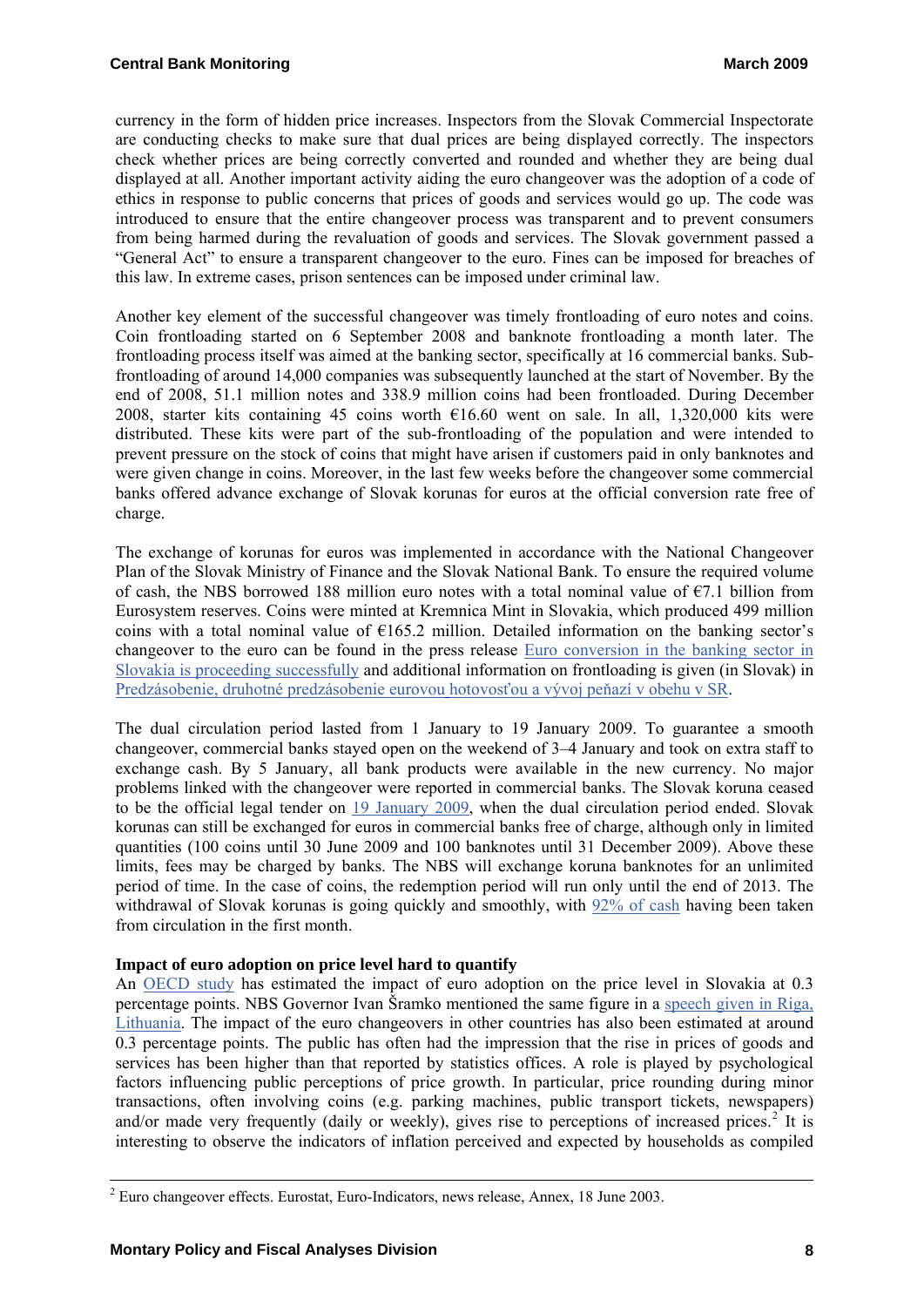currency in the form of hidden price increases. Inspectors from the Slovak Commercial Inspectorate are conducting checks to make sure that dual prices are being displayed correctly. The inspectors check whether prices are being correctly converted and rounded and whether they are being dual displayed at all. Another important activity aiding the euro changeover was the adoption of a code of ethics in response to public concerns that prices of goods and services would go up. The code was introduced to ensure that the entire changeover process was transparent and to prevent consumers from being harmed during the revaluation of goods and services. The Slovak government passed a "General Act" to ensure a transparent changeover to the euro. Fines can be imposed for breaches of this law. In extreme cases, prison sentences can be imposed under criminal law.

Another key element of the successful changeover was timely frontloading of euro notes and coins. Coin frontloading started on 6 September 2008 and banknote frontloading a month later. The frontloading process itself was aimed at the banking sector, specifically at 16 commercial banks. Sub-frontloading of around 14,000 companies was subsequently launched at the start of November. By the end of 2008, 51.1 million notes and 338.9 million coins had been frontloaded. During December 2008, starter kits containing 45 coins worth €16.60 went on sale. In all, 1,320,000 kits were distributed. These kits were part of the sub-frontloading of the population and were intended to prevent pressure on the stock of coins that might have arisen if customers paid in only banknotes and were given change in coins. Moreover, in the last few weeks before the changeover some commercial banks offered advance exchange of Slovak korunas for euros at the official conversion rate free of charge.

The exchange of korunas for euros was implemented in accordance with the National Changeover Plan of the Slovak Ministry of Finance and the Slovak National Bank. To ensure the required volume of cash, the NBS borrowed 188 million euro notes with a total nominal value of €7.1 billion from Eurosystem reserves. Coins were minted at Kremnica Mint in Slovakia, which produced 499 million coins with a total nominal value of €165.2 million. Detailed information on the banking sector's changeover to the euro can be found in the press release Euro conversion in the banking sector in Slovakia is proceeding successfully and additional information on frontloading is given (in Slovak) in Predzásobenie, druhotné predzásobenie eurovou hotovosťou a vývoj peňazí v obehu v SR.

The dual circulation period lasted from 1 January to 19 January 2009. To guarantee a smooth changeover, commercial banks stayed open on the weekend of 3–4 January and took on extra staff to exchange cash. By 5 January, all bank products were available in the new currency. No major problems linked with the changeover were reported in commercial banks. The Slovak koruna ceased to be the official legal tender on 19 January 2009, when the dual circulation period ended. Slovak korunas can still be exchanged for euros in commercial banks free of charge, although only in limited quantities (100 coins until 30 June 2009 and 100 banknotes until 31 December 2009). Above these limits, fees may be charged by banks. The NBS will exchange koruna banknotes for an unlimited period of time. In the case of coins, the redemption period will run only until the end of 2013. The withdrawal of Slovak korunas is going quickly and smoothly, with 92% of cash having been taken from circulation in the first month.

**Impact of euro adoption on price level hard to quantify**

An OECD study has estimated the impact of euro adoption on the price level in Slovakia at 0.3 percentage points. NBS Governor Ivan Šramko mentioned the same figure in a speech given in Riga, Lithuania. The impact of the euro changeovers in other countries has also been estimated at around 0.3 percentage points. The public has often had the impression that the rise in prices of goods and services has been higher than that reported by statistics offices. A role is played by psychological factors influencing public perceptions of price growth. In particular, price rounding during minor transactions, often involving coins (e.g. parking machines, public transport tickets, newspapers) and/or made very frequently (daily or weekly), gives rise to perceptions of increased prices.[2] It is interesting to observe the indicators of inflation perceived and expected by households as compiled

[2] Euro changeover effects. Eurostat, Euro-Indicators, news release, Annex, 18 June 2003.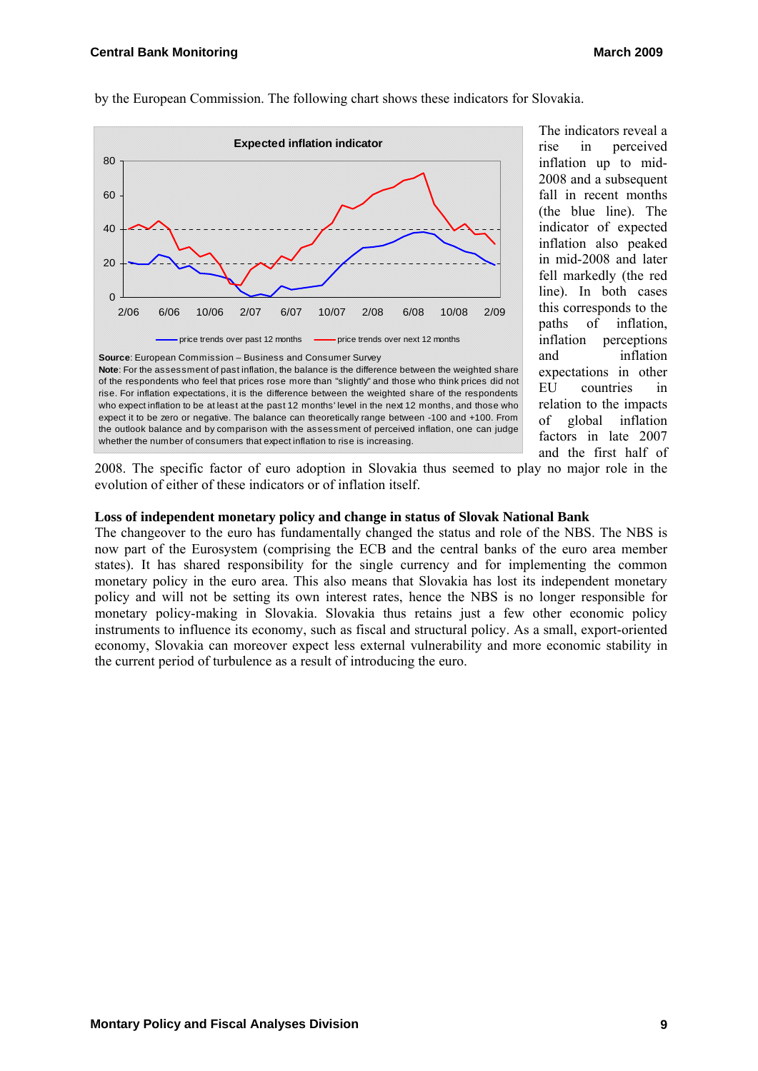by the European Commission. The following chart shows these indicators for Slovakia.

**Expected inflation indicator**

**Source**: European Commission – Business and Consumer Survey

**Note**: For the assessment of past inflation, the balance is the difference between the weighted share of the respondents who feel that prices rose more than "slightly" and those who think prices did not rise. For inflation expectations, it is the difference between the weighted share of the respondents who expect inflation to be at least at the past 12 months' level in the next 12 months, and those who expect it to be zero or negative. The balance can theoretically range between -100 and +100. From the outlook balance and by comparison with the assessment of perceived inflation, one can judge whether the number of consumers that expect inflation to rise is increasing.

The indicators reveal a rise in perceived inflation up to mid-2008 and a subsequent fall in recent months (the blue line). The indicator of expected inflation also peaked in mid-2008 and later fell markedly (the red line). In both cases this corresponds to the paths of inflation, inflation perceptions and inflation expectations in other EU countries in relation to the impacts of global inflation factors in late 2007 and the first half of 2008. The specific factor of euro adoption in Slovakia thus seemed to play no major role in the evolution of either of these indicators or of inflation itself.

**Loss of independent monetary policy and change in status of Slovak National Bank**

The changeover to the euro has fundamentally changed the status and role of the NBS. The NBS is now part of the Eurosystem (comprising the ECB and the central banks of the euro area member states). It has shared responsibility for the single currency and for implementing the common monetary policy in the euro area. This also means that Slovakia has lost its independent monetary policy and will not be setting its own interest rates, hence the NBS is no longer responsible for monetary policy-making in Slovakia. Slovakia thus retains just a few other economic policy instruments to influence its economy, such as fiscal and structural policy. As a small, export-oriented economy, Slovakia can moreover expect less external vulnerability and more economic stability in the current period of turbulence as a result of introducing the euro.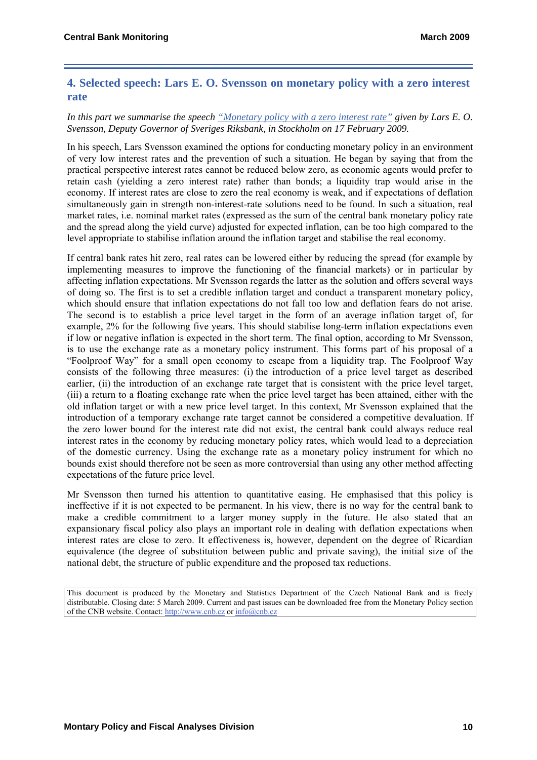## 4. Selected speech: Lars E. O. Svensson on monetary policy with a zero interest rate

*In this part we summarise the speech "Monetary policy with a zero interest rate" given by Lars E. O. Svensson, Deputy Governor of Sveriges Riksbank, in Stockholm on 17 February 2009.*

In his speech, Lars Svensson examined the options for conducting monetary policy in an environment of very low interest rates and the prevention of such a situation. He began by saying that from the practical perspective interest rates cannot be reduced below zero, as economic agents would prefer to retain cash (yielding a zero interest rate) rather than bonds; a liquidity trap would arise in the economy. If interest rates are close to zero the real economy is weak, and if expectations of deflation simultaneously gain in strength non-interest-rate solutions need to be found. In such a situation, real market rates, i.e. nominal market rates (expressed as the sum of the central bank monetary policy rate and the spread along the yield curve) adjusted for expected inflation, can be too high compared to the level appropriate to stabilise inflation around the inflation target and stabilise the real economy.

If central bank rates hit zero, real rates can be lowered either by reducing the spread (for example by implementing measures to improve the functioning of the financial markets) or in particular by affecting inflation expectations. Mr Svensson regards the latter as the solution and offers several ways of doing so. The first is to set a credible inflation target and conduct a transparent monetary policy, which should ensure that inflation expectations do not fall too low and deflation fears do not arise. The second is to establish a price level target in the form of an average inflation target of, for example, 2% for the following five years. This should stabilise long-term inflation expectations even if low or negative inflation is expected in the short term. The final option, according to Mr Svensson, is to use the exchange rate as a monetary policy instrument. This forms part of his proposal of a "Foolproof Way" for a small open economy to escape from a liquidity trap. The Foolproof Way consists of the following three measures: (i) the introduction of a price level target as described earlier, (ii) the introduction of an exchange rate target that is consistent with the price level target, (iii) a return to a floating exchange rate when the price level target has been attained, either with the old inflation target or with a new price level target. In this context, Mr Svensson explained that the introduction of a temporary exchange rate target cannot be considered a competitive devaluation. If the zero lower bound for the interest rate did not exist, the central bank could always reduce real interest rates in the economy by reducing monetary policy rates, which would lead to a depreciation of the domestic currency. Using the exchange rate as a monetary policy instrument for which no bounds exist should therefore not be seen as more controversial than using any other method affecting expectations of the future price level.

Mr Svensson then turned his attention to quantitative easing. He emphasised that this policy is ineffective if it is not expected to be permanent. In his view, there is no way for the central bank to make a credible commitment to a larger money supply in the future. He also stated that an expansionary fiscal policy also plays an important role in dealing with deflation expectations when interest rates are close to zero. It effectiveness is, however, dependent on the degree of Ricardian equivalence (the degree of substitution between public and private saving), the initial size of the national debt, the structure of public expenditure and the proposed tax reductions.

This document is produced by the Monetary and Statistics Department of the Czech National Bank and is freely distributable. Closing date: 5 March 2009. Current and past issues can be downloaded free from the Monetary Policy section of the CNB website. Contact: http://www.cnb.cz or info@cnb.cz